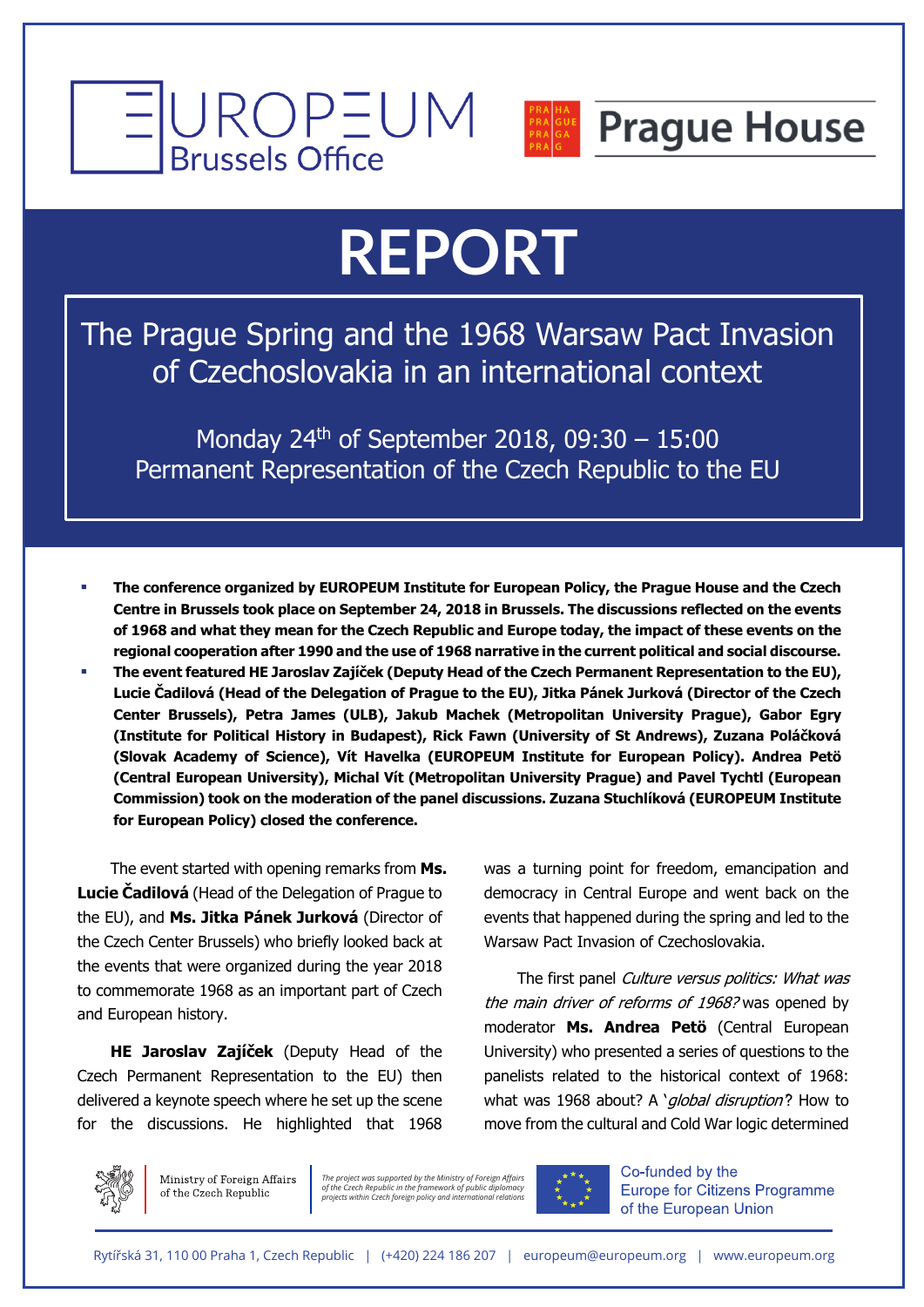EUROPEUM Brussels Office

Prague House

# REPORT

## The Prague Spring and the 1968 Warsaw Pact Invasion of Czechoslovakia in an international context

Monday 24th of September 2018, 09:30 – 15:00
Permanent Representation of the Czech Republic to the EU

- **The conference organized by EUROPEUM Institute for European Policy, the Prague House and the Czech Centre in Brussels took place on September 24, 2018 in Brussels. The discussions reflected on the events of 1968 and what they mean for the Czech Republic and Europe today, the impact of these events on the regional cooperation after 1990 and the use of 1968 narrative in the current political and social discourse.**
- **The event featured HE Jaroslav Zajíček (Deputy Head of the Czech Permanent Representation to the EU), Lucie Čadilová (Head of the Delegation of Prague to the EU), Jitka Pánek Jurková (Director of the Czech Center Brussels), Petra James (ULB), Jakub Machek (Metropolitan University Prague), Gabor Egry (Institute for Political History in Budapest), Rick Fawn (University of St Andrews), Zuzana Poláčková (Slovak Academy of Science), Vít Havelka (EUROPEUM Institute for European Policy). Andrea Petö (Central European University), Michal Vít (Metropolitan University Prague) and Pavel Tychtl (European Commission) took on the moderation of the panel discussions. Zuzana Stuchlíková (EUROPEUM Institute for European Policy) closed the conference.**

The event started with opening remarks from **Ms. Lucie Čadilová** (Head of the Delegation of Prague to the EU), and **Ms. Jitka Pánek Jurková** (Director of the Czech Center Brussels) who briefly looked back at the events that were organized during the year 2018 to commemorate 1968 as an important part of Czech and European history.

**HE Jaroslav Zajíček** (Deputy Head of the Czech Permanent Representation to the EU) then delivered a keynote speech where he set up the scene for the discussions. He highlighted that 1968 was a turning point for freedom, emancipation and democracy in Central Europe and went back on the events that happened during the spring and led to the Warsaw Pact Invasion of Czechoslovakia.

The first panel *Culture versus politics: What was the main driver of reforms of 1968?* was opened by moderator **Ms. Andrea Petö** (Central European University) who presented a series of questions to the panelists related to the historical context of 1968: what was 1968 about? A '*global disruption*? How to move from the cultural and Cold War logic determined

Ministry of Foreign Affairs of the Czech Republic

*The project was supported by the Ministry of Foreign Affairs of the Czech Republic in the framework of public diplomacy projects within Czech foreign policy and international relations*

Co-funded by the Europe for Citizens Programme of the European Union

Rytířská 31, 110 00 Praha 1, Czech Republic | (+420) 224 186 207 | europeum@europeum.org | www.europeum.org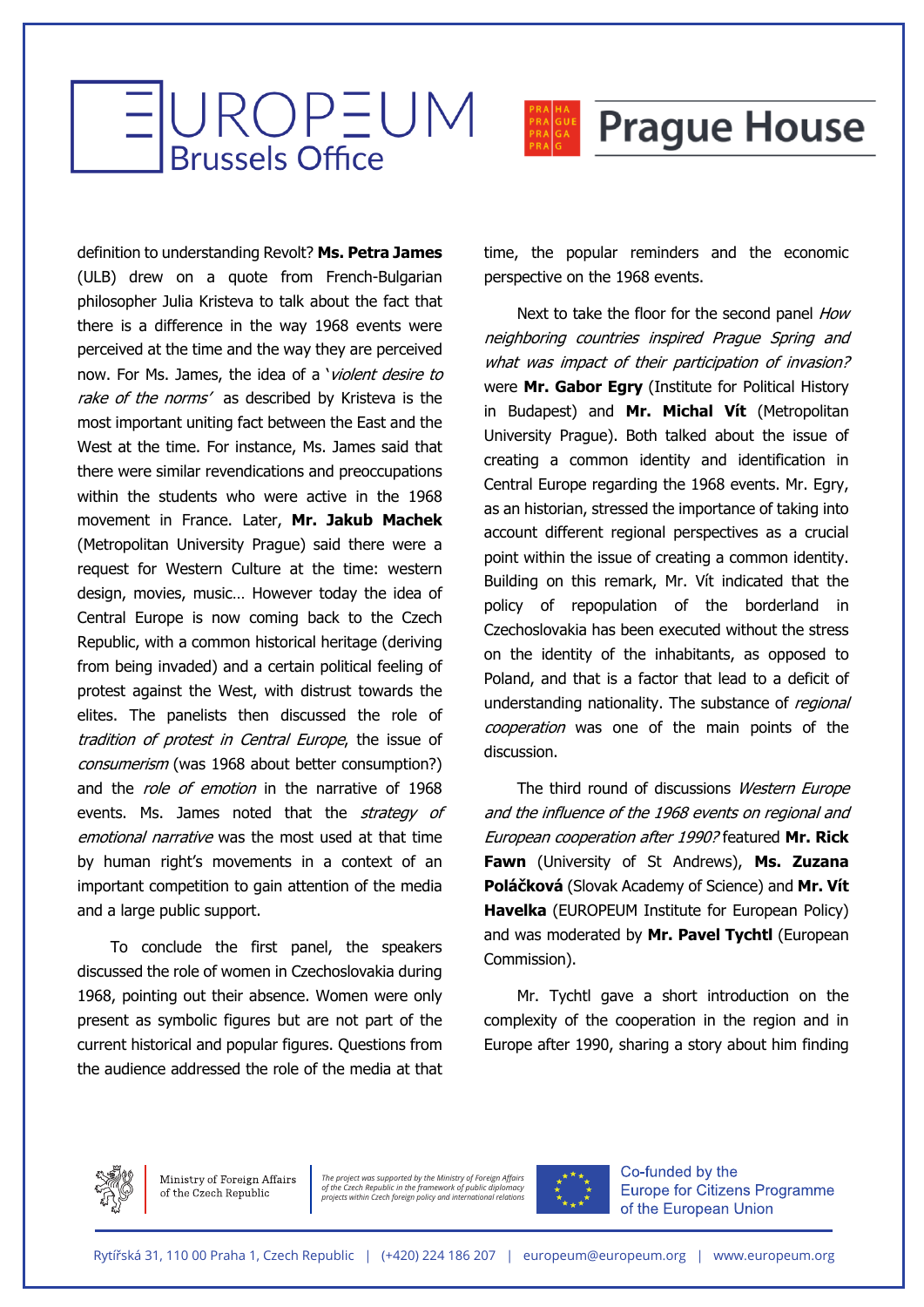definition to understanding Revolt? **Ms. Petra James** (ULB) drew on a quote from French-Bulgarian philosopher Julia Kristeva to talk about the fact that there is a difference in the way 1968 events were perceived at the time and the way they are perceived now. For Ms. James, the idea of a '*violent desire to rake of the norms*' as described by Kristeva is the most important uniting fact between the East and the West at the time. For instance, Ms. James said that there were similar revendications and preoccupations within the students who were active in the 1968 movement in France. Later, **Mr. Jakub Machek** (Metropolitan University Prague) said there were a request for Western Culture at the time: western design, movies, music… However today the idea of Central Europe is now coming back to the Czech Republic, with a common historical heritage (deriving from being invaded) and a certain political feeling of protest against the West, with distrust towards the elites. The panelists then discussed the role of *tradition of protest in Central Europe*, the issue of *consumerism* (was 1968 about better consumption?) and the *role of emotion* in the narrative of 1968 events. Ms. James noted that the *strategy of emotional narrative* was the most used at that time by human right's movements in a context of an important competition to gain attention of the media and a large public support.

To conclude the first panel, the speakers discussed the role of women in Czechoslovakia during 1968, pointing out their absence. Women were only present as symbolic figures but are not part of the current historical and popular figures. Questions from the audience addressed the role of the media at that time, the popular reminders and the economic perspective on the 1968 events.

Next to take the floor for the second panel *How neighboring countries inspired Prague Spring and what was impact of their participation of invasion?* were **Mr. Gabor Egry** (Institute for Political History in Budapest) and **Mr. Michal Vít** (Metropolitan University Prague). Both talked about the issue of creating a common identity and identification in Central Europe regarding the 1968 events. Mr. Egry, as an historian, stressed the importance of taking into account different regional perspectives as a crucial point within the issue of creating a common identity. Building on this remark, Mr. Vít indicated that the policy of repopulation of the borderland in Czechoslovakia has been executed without the stress on the identity of the inhabitants, as opposed to Poland, and that is a factor that lead to a deficit of understanding nationality. The substance of *regional cooperation* was one of the main points of the discussion.

The third round of discussions *Western Europe and the influence of the 1968 events on regional and European cooperation after 1990?* featured **Mr. Rick Fawn** (University of St Andrews), **Ms. Zuzana Poláčková** (Slovak Academy of Science) and **Mr. Vít Havelka** (EUROPEUM Institute for European Policy) and was moderated by **Mr. Pavel Tychtl** (European Commission).

Mr. Tychtl gave a short introduction on the complexity of the cooperation in the region and in Europe after 1990, sharing a story about him finding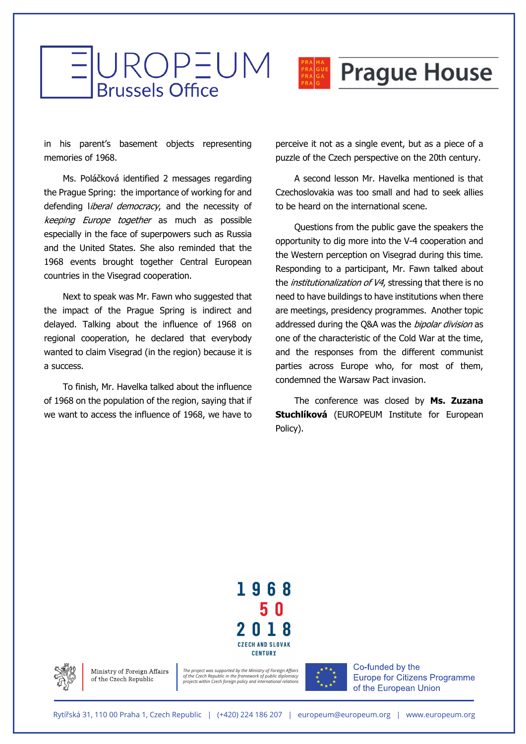in his parent's basement objects representing memories of 1968.

Ms. Poláčková identified 2 messages regarding the Prague Spring: the importance of working for and defending *liberal democracy*, and the necessity of *keeping Europe together* as much as possible especially in the face of superpowers such as Russia and the United States. She also reminded that the 1968 events brought together Central European countries in the Visegrad cooperation.

Next to speak was Mr. Fawn who suggested that the impact of the Prague Spring is indirect and delayed. Talking about the influence of 1968 on regional cooperation, he declared that everybody wanted to claim Visegrad (in the region) because it is a success.

To finish, Mr. Havelka talked about the influence of 1968 on the population of the region, saying that if we want to access the influence of 1968, we have to perceive it not as a single event, but as a piece of a puzzle of the Czech perspective on the 20th century.

A second lesson Mr. Havelka mentioned is that Czechoslovakia was too small and had to seek allies to be heard on the international scene.

Questions from the public gave the speakers the opportunity to dig more into the V-4 cooperation and the Western perception on Visegrad during this time. Responding to a participant, Mr. Fawn talked about the *institutionalization of V4*, stressing that there is no need to have buildings to have institutions when there are meetings, presidency programmes. Another topic addressed during the Q&A was the *bipolar division* as one of the characteristic of the Cold War at the time, and the responses from the different communist parties across Europe who, for most of them, condemned the Warsaw Pact invasion.

The conference was closed by **Ms. Zuzana Stuchlíková** (EUROPEUM Institute for European Policy).

1968
50
2018
CZECH AND SLOVAK CENTURY

Ministry of Foreign Affairs of the Czech Republic

*The project was supported by the Ministry of Foreign Affairs of the Czech Republic in the framework of public diplomacy projects within Czech foreign policy and international relations*

Co-funded by the Europe for Citizens Programme of the European Union

Rytířská 31, 110 00 Praha 1, Czech Republic | (+420) 224 186 207 | europeum@europeum.org | www.europeum.org